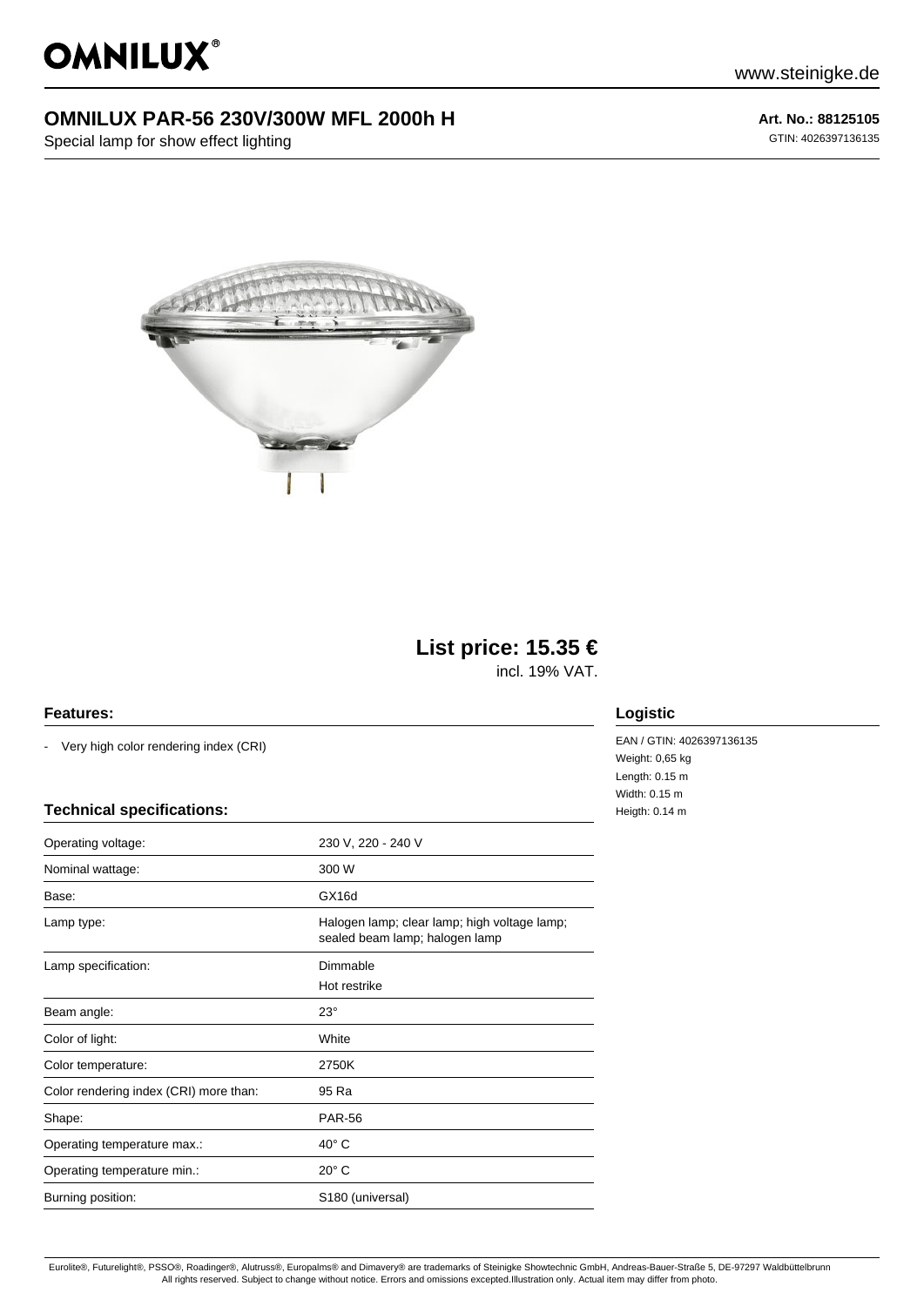# OMNILUX

www.steinigke.de

## OMNILUX PAR-56 230V/300W MFL 2000h H

Special lamp for show effect lighting

**Art. No.: 88125105**

GTIN: 4026397136135

**List price: 15.35 €**

incl. 19% VAT.

### Features:

- Very high color rendering index (CRI)

### Technical specifications:

| | |
|---|---|
| Operating voltage: | 230 V, 220 - 240 V |
| Nominal wattage: | 300 W |
| Base: | GX16d |
| Lamp type: | Halogen lamp; clear lamp; high voltage lamp; sealed beam lamp; halogen lamp |
| Lamp specification: | Dimmable<br>Hot restrike |
| Beam angle: | 23° |
| Color of light: | White |
| Color temperature: | 2750K |
| Color rendering index (CRI) more than: | 95 Ra |
| Shape: | PAR-56 |
| Operating temperature max.: | 40° C |
| Operating temperature min.: | 20° C |
| Burning position: | S180 (universal) |

### Logistic

EAN / GTIN: 4026397136135
Weight: 0,65 kg
Length: 0.15 m
Width: 0.15 m
Heigth: 0.14 m

Eurolite®, Futurelight®, PSSO®, Roadinger®, Alutruss®, Europalms® and Dimavery® are trademarks of Steinigke Showtechnic GmbH, Andreas-Bauer-Straße 5, DE-97297 Waldbüttelbrunn
All rights reserved. Subject to change without notice. Errors and omissions excepted.Illustration only. Actual item may differ from photo.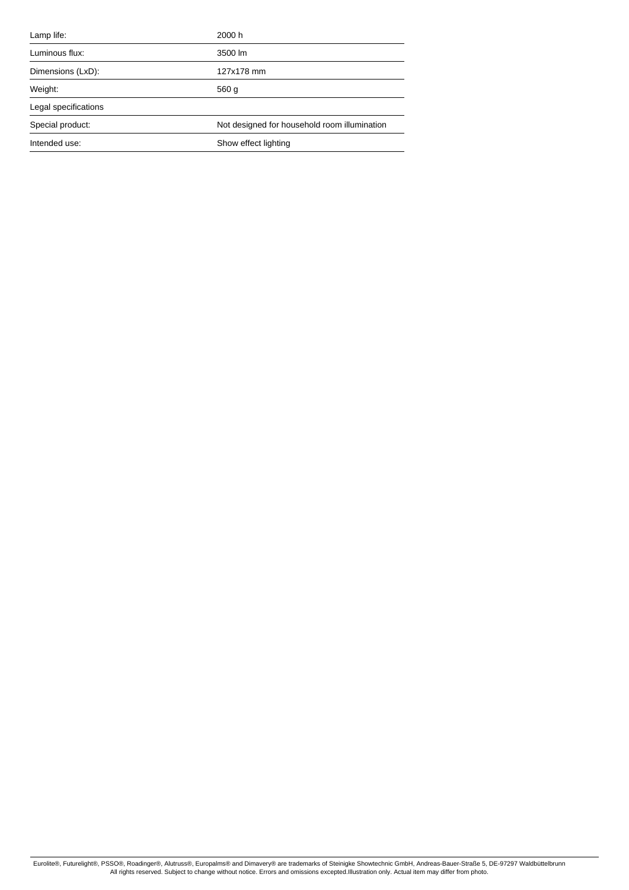| | |
|---|---|
| Lamp life: | 2000 h |
| Luminous flux: | 3500 lm |
| Dimensions (LxD): | 127x178 mm |
| Weight: | 560 g |
| Legal specifications | |
| Special product: | Not designed for household room illumination |
| Intended use: | Show effect lighting |

Eurolite®, Futurelight®, PSSO®, Roadinger®, Alutruss®, Europalms® and Dimavery® are trademarks of Steinigke Showtechnic GmbH, Andreas-Bauer-Straße 5, DE-97297 Waldbüttelbrunn
All rights reserved. Subject to change without notice. Errors and omissions excepted.Illustration only. Actual item may differ from photo.